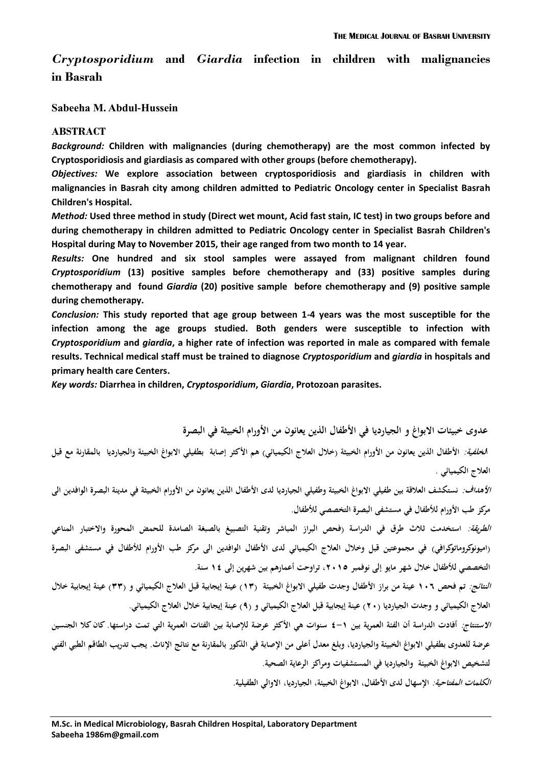# *Cryptosporidium* and *Giardia* infection in children with malignancies in Basrah

**Sabeeha M. Abdul-Hussein**

## ABSTRACT

***Background:*** **Children with malignancies (during chemotherapy) are the most common infected by Cryptosporidiosis and giardiasis as compared with other groups (before chemotherapy).**

***Objectives:*** **We explore association between cryptosporidiosis and giardiasis in children with malignancies in Basrah city among children admitted to Pediatric Oncology center in Specialist Basrah Children's Hospital.**

***Method:*** **Used three method in study (Direct wet mount, Acid fast stain, IC test) in two groups before and during chemotherapy in children admitted to Pediatric Oncology center in Specialist Basrah Children's Hospital during May to November 2015, their age ranged from two month to 14 year.**

***Results:*** **One hundred and six stool samples were assayed from malignant children found *Cryptosporidium* (13) positive samples before chemotherapy and (33) positive samples during chemotherapy and found *Giardia* (20) positive sample before chemotherapy and (9) positive sample during chemotherapy.**

***Conclusion:*** **This study reported that age group between 1-4 years was the most susceptible for the infection among the age groups studied. Both genders were susceptible to infection with *Cryptosporidium* and *giardia*, a higher rate of infection was reported in male as compared with female results. Technical medical staff must be trained to diagnose *Cryptosporidium* and *giardia* in hospitals and primary health care Centers.**

***Key words:*** **Diarrhea in children, *Cryptosporidium*, *Giardia*, Protozoan parasites.**

**عدوى خبيئات الابواغ و الجيارديا في الأطفال الذين يعانون من الأورام الخبيثة في البصرة**

***الخلفية:*** **الأطفال الذين يعانون من الأورام الخبيثة (خلال العلاج الكيميائي) هم الأكثر إصابة بطفيلي الابواغ الخبيئة والجيارديا بالمقارنة مع قبل العلاج الكيميائي .**

***الأهداف:*** **نستكشف العلاقة بين طفيلي الابواغ الخبيئة وطفيلي الجيارديا لدى الأطفال الذين يعانون من الأورام الخبيثة في مدينة البصرة الوافدين الى مركز طب الأورام للأطفال في مستشفى البصرة التخصصي للأطفال.**

***الطريقة:*** **استخدمت ثلاث طرق في الدراسة (فحص البراز المباشر وتقنية التصبيغ بالصبغة الصامدة للحمض المحورة والاختبار المناعي (اميونوكروماتوكرافي) في مجموعتين قبل وخلال العلاج الكيميائي لدى الأطفال الوافدين الى مركز طب الأورام للأطفال في مستشفى البصرة التخصصي للأطفال خلال شهر مايو إلى نوفمبر ٢٠١٥، تراوحت أعمارهم بين شهرين إلى ١٤ سنة.**

***النتائج:*** **تم فحص ١٠٦ عينة من براز الأطفال وجدت طفيلي الابواغ الخبيئة (١٣) عينة إيجابية قبل العلاج الكيميائي و (٣٣) عينة إيجابية خلال العلاج الكيميائي و وجدت الجيارديا (٢٠) عينة إيجابية قبل العلاج الكيميائي و (٩) عينة إيجابية خلال العلاج الكيميائي.**

***الاستنتاج:*** **أفادت الدراسة أن الفئة العمرية بين ١-٤ سنوات هي الأكثر عرضة للإصابة بين الفئات العمرية التي تمت دراستها. كان كلا الجنسين عرضة للعدوى بطفيلي الابواغ الخبيئة والجيارديا، وبلغ معدل أعلى من الإصابة في الذكور بالمقارنة مع نتائج الإناث. يجب تدريب الطاقم الطبي الفني لتشخيص الابواغ الخبيئة والجيارديا في المستشفيات ومراكز الرعاية الصحية.**

***الكلمات المفتاحية:*** **الإسهال لدى الأطفال، الابواغ الخبيئة، الجيارديا، الاوالي الطفيلية.**

---

**M.Sc. in Medical Microbiology, Basrah Children Hospital, Laboratory Department**
**Sabeeha 1986m@gmail.com**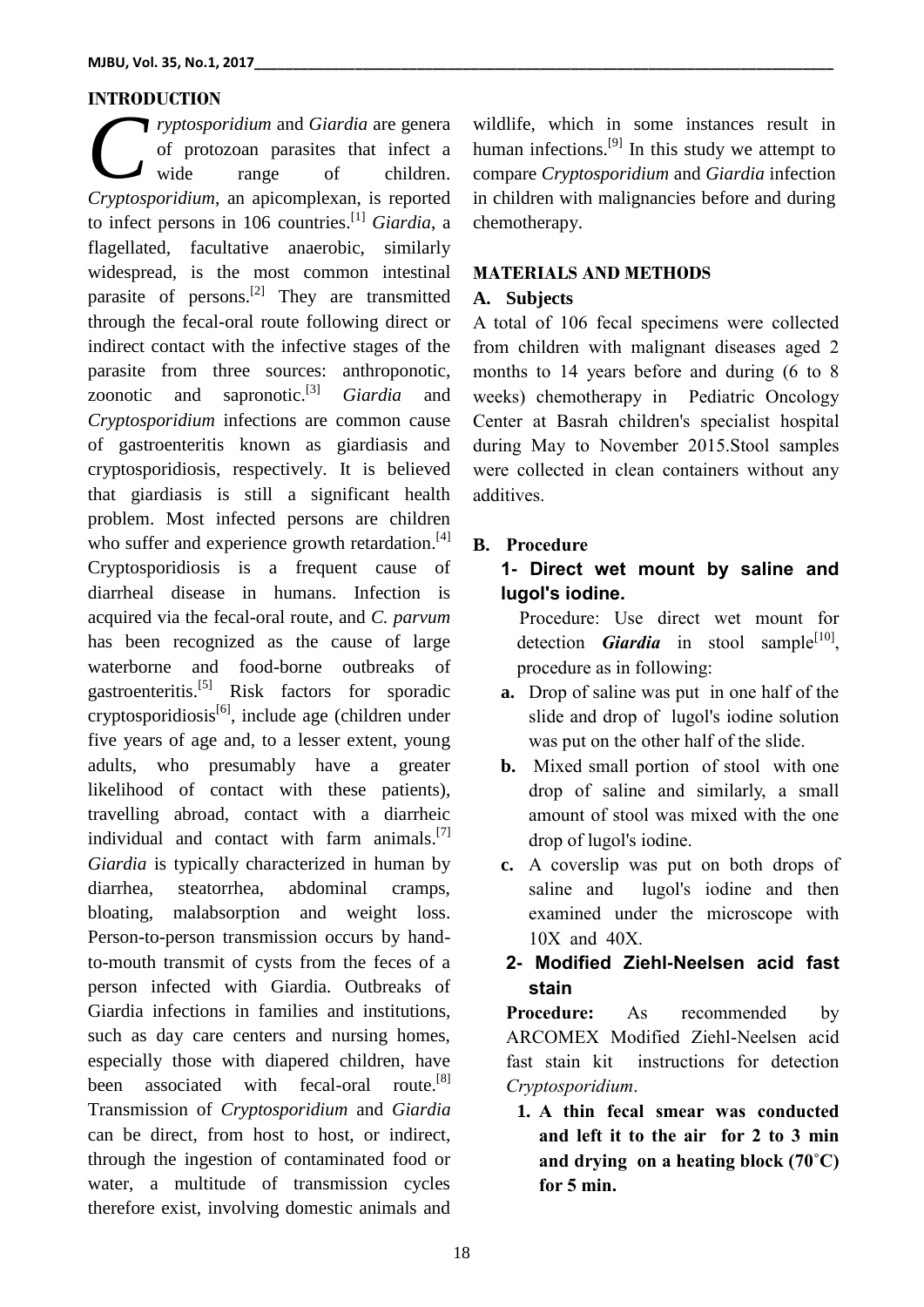## INTRODUCTION

*Cryptosporidium* and *Giardia* are genera of protozoan parasites that infect a wide range of children. *Cryptosporidium*, an apicomplexan, is reported to infect persons in 106 countries.[1] *Giardia*, a flagellated, facultative anaerobic, similarly widespread, is the most common intestinal parasite of persons.[2] They are transmitted through the fecal-oral route following direct or indirect contact with the infective stages of the parasite from three sources: anthroponotic, zoonotic and sapronotic.[3] *Giardia* and *Cryptosporidium* infections are common cause of gastroenteritis known as giardiasis and cryptosporidiosis, respectively. It is believed that giardiasis is still a significant health problem. Most infected persons are children who suffer and experience growth retardation.[4] Cryptosporidiosis is a frequent cause of diarrheal disease in humans. Infection is acquired via the fecal-oral route, and *C. parvum* has been recognized as the cause of large waterborne and food-borne outbreaks of gastroenteritis.[5] Risk factors for sporadic cryptosporidiosis[6], include age (children under five years of age and, to a lesser extent, young adults, who presumably have a greater likelihood of contact with these patients), travelling abroad, contact with a diarrheic individual and contact with farm animals.[7] *Giardia* is typically characterized in human by diarrhea, steatorrhea, abdominal cramps, bloating, malabsorption and weight loss. Person-to-person transmission occurs by hand-to-mouth transmit of cysts from the feces of a person infected with Giardia. Outbreaks of Giardia infections in families and institutions, such as day care centers and nursing homes, especially those with diapered children, have been associated with fecal-oral route.[8] Transmission of *Cryptosporidium* and *Giardia* can be direct, from host to host, or indirect, through the ingestion of contaminated food or water, a multitude of transmission cycles therefore exist, involving domestic animals and wildlife, which in some instances result in human infections.[9] In this study we attempt to compare *Cryptosporidium* and *Giardia* infection in children with malignancies before and during chemotherapy.

## MATERIALS AND METHODS

### A. Subjects

A total of 106 fecal specimens were collected from children with malignant diseases aged 2 months to 14 years before and during (6 to 8 weeks) chemotherapy in Pediatric Oncology Center at Basrah children's specialist hospital during May to November 2015.Stool samples were collected in clean containers without any additives.

### B. Procedure

#### 1- Direct wet mount by saline and lugol's iodine.

Procedure: Use direct wet mount for detection ***Giardia*** in stool sample[10], procedure as in following:

a. Drop of saline was put in one half of the slide and drop of lugol's iodine solution was put on the other half of the slide.
b. Mixed small portion of stool with one drop of saline and similarly, a small amount of stool was mixed with the one drop of lugol's iodine.
c. A coverslip was put on both drops of saline and lugol's iodine and then examined under the microscope with 10X and 40X.

#### 2- Modified Ziehl-Neelsen acid fast stain

**Procedure:** As recommended by ARCOMEX Modified Ziehl-Neelsen acid fast stain kit instructions for detection *Cryptosporidium*.

1. **A thin fecal smear was conducted and left it to the air for 2 to 3 min and drying on a heating block (70˚C) for 5 min.**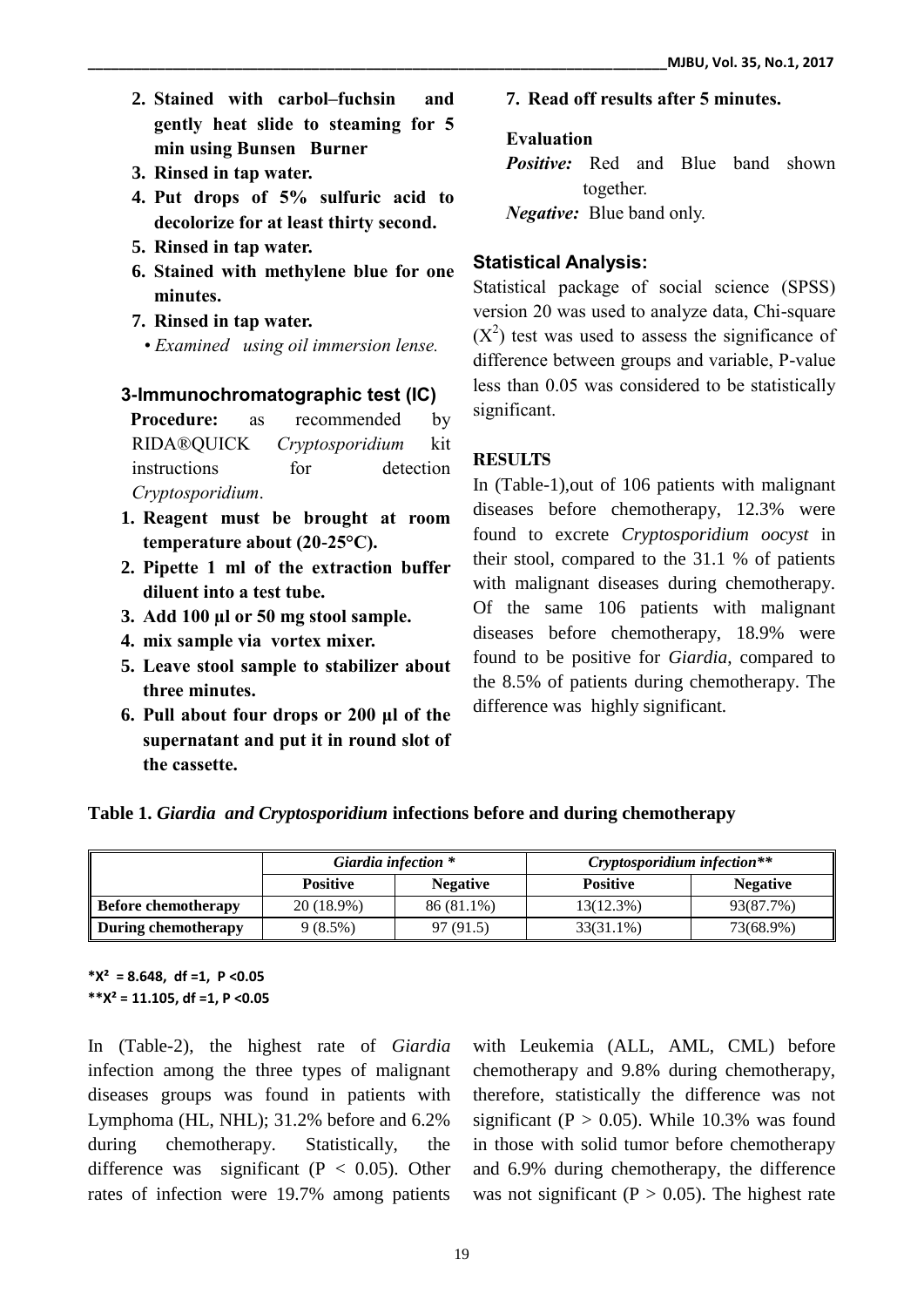2. **Stained with carbol–fuchsin and gently heat slide to steaming for 5 min using Bunsen Burner**
3. **Rinsed in tap water.**
4. **Put drops of 5% sulfuric acid to decolorize for at least thirty second.**
5. **Rinsed in tap water.**
6. **Stained with methylene blue for one minutes.**
7. **Rinsed in tap water.**

• *Examined using oil immersion lense.*

### 3-Immunochromatographic test (IC)

**Procedure:** as recommended by RIDA®QUICK *Cryptosporidium* kit instructions for detection *Cryptosporidium*.

1. **Reagent must be brought at room temperature about (20-25°C).**
2. **Pipette 1 ml of the extraction buffer diluent into a test tube.**
3. **Add 100 µl or 50 mg stool sample.**
4. **mix sample via vortex mixer.**
5. **Leave stool sample to stabilizer about three minutes.**
6. **Pull about four drops or 200 µl of the supernatant and put it in round slot of the cassette.**
7. **Read off results after 5 minutes.**

**Evaluation**

***Positive:*** Red and Blue band shown together.

***Negative:*** Blue band only.

### Statistical Analysis:

Statistical package of social science (SPSS) version 20 was used to analyze data, Chi-square ($X^2$) test was used to assess the significance of difference between groups and variable, P-value less than 0.05 was considered to be statistically significant.

## RESULTS

In (Table-1),out of 106 patients with malignant diseases before chemotherapy, 12.3% were found to excrete *Cryptosporidium oocyst* in their stool, compared to the 31.1 % of patients with malignant diseases during chemotherapy. Of the same 106 patients with malignant diseases before chemotherapy, 18.9% were found to be positive for *Giardia*, compared to the 8.5% of patients during chemotherapy. The difference was highly significant.

**Table 1.** ***Giardia and Cryptosporidium*** **infections before and during chemotherapy**

| | *Giardia infection \** | | *Cryptosporidium infection\*\** | |
|---|---|---|---|---|
| | **Positive** | **Negative** | **Positive** | **Negative** |
| **Before chemotherapy** | 20 (18.9%) | 86 (81.1%) | 13(12.3%) | 93(87.7%) |
| **During chemotherapy** | 9 (8.5%) | 97 (91.5) | 33(31.1%) | 73(68.9%) |

**\*$X^2$ = 8.648, df =1, P <0.05**
**\*\*$X^2$ = 11.105, df =1, P <0.05**

In (Table-2), the highest rate of *Giardia* infection among the three types of malignant diseases groups was found in patients with Lymphoma (HL, NHL); 31.2% before and 6.2% during chemotherapy. Statistically, the difference was significant ($P < 0.05$). Other rates of infection were 19.7% among patients with Leukemia (ALL, AML, CML) before chemotherapy and 9.8% during chemotherapy, therefore, statistically the difference was not significant ($P > 0.05$). While 10.3% was found in those with solid tumor before chemotherapy and 6.9% during chemotherapy, the difference was not significant ($P > 0.05$). The highest rate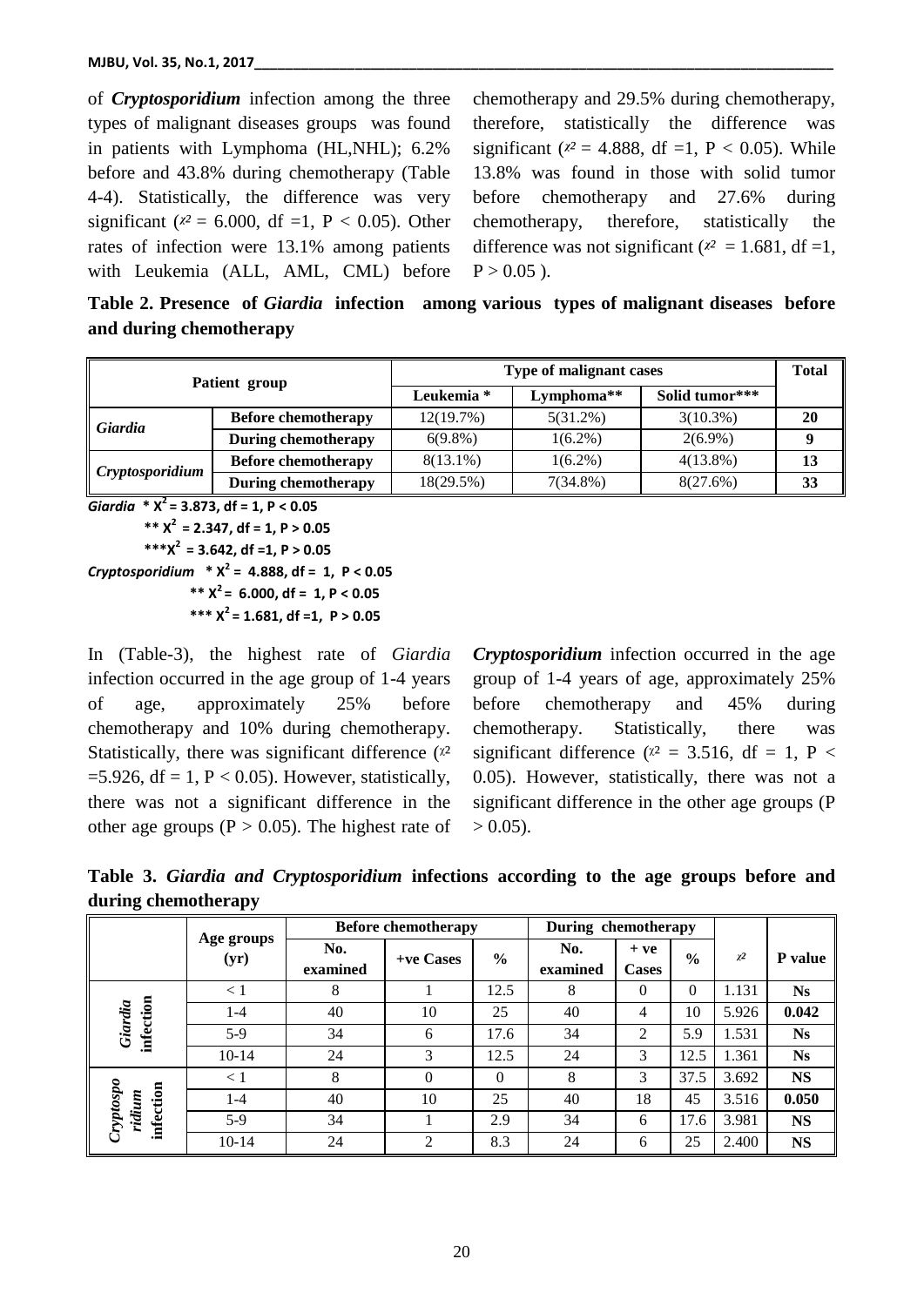of ***Cryptosporidium*** infection among the three types of malignant diseases groups was found in patients with Lymphoma (HL,NHL); 6.2% before and 43.8% during chemotherapy (Table 4-4). Statistically, the difference was very significant ($\chi^2$ = 6.000, df =1, P < 0.05). Other rates of infection were 13.1% among patients with Leukemia (ALL, AML, CML) before chemotherapy and 29.5% during chemotherapy, therefore, statistically the difference was significant ($\chi^2$ = 4.888, df =1, P < 0.05). While 13.8% was found in those with solid tumor before chemotherapy and 27.6% during chemotherapy, therefore, statistically the difference was not significant ($\chi^2$ = 1.681, df =1, P > 0.05 ).

**Table 2. Presence of *Giardia* infection among various types of malignant diseases before and during chemotherapy**

| Patient group | | Type of malignant cases | | | Total |
|---|---|---|---|---|---|
| | | Leukemia * | Lymphoma** | Solid tumor*** | |
| *Giardia* | Before chemotherapy | 12(19.7%) | 5(31.2%) | 3(10.3%) | **20** |
| | During chemotherapy | 6(9.8%) | 1(6.2%) | 2(6.9%) | **9** |
| *Cryptosporidium* | Before chemotherapy | 8(13.1%) | 1(6.2%) | 4(13.8%) | **13** |
| | During chemotherapy | 18(29.5%) | 7(34.8%) | 8(27.6%) | **33** |

***Giardia*** **\* $X^2$ = 3.873, df = 1, P < 0.05**

**\*\* $X^2$ = 2.347, df = 1, P > 0.05**

**\*\*\*$X^2$ = 3.642, df =1, P > 0.05**

***Cryptosporidium*** **\* $X^2$ = 4.888, df = 1, P < 0.05**

**\*\* $X^2$ = 6.000, df = 1, P < 0.05**

**\*\*\* $X^2$ = 1.681, df =1, P > 0.05**

In (Table-3), the highest rate of *Giardia* infection occurred in the age group of 1-4 years of age, approximately 25% before chemotherapy and 10% during chemotherapy. Statistically, there was significant difference ($\chi^2$ =5.926, df = 1, P < 0.05). However, statistically, there was not a significant difference in the other age groups (P > 0.05). The highest rate of ***Cryptosporidium*** infection occurred in the age group of 1-4 years of age, approximately 25% before chemotherapy and 45% during chemotherapy. Statistically, there was significant difference ($\chi^2$ = 3.516, df = 1, P < 0.05). However, statistically, there was not a significant difference in the other age groups (P > 0.05).

**Table 3. *Giardia and Cryptosporidium* infections according to the age groups before and during chemotherapy**

| | Age groups (yr) | Before chemotherapy | | | During chemotherapy | | | $\chi^2$ | P value |
|---|---|---|---|---|---|---|---|---|---|
| | | No. examined | +ve Cases | % | No. examined | + ve Cases | % | | |
| *Giardia* infection | < 1 | 8 | 1 | 12.5 | 8 | 0 | 0 | 1.131 | **Ns** |
| | 1-4 | 40 | 10 | 25 | 40 | 4 | 10 | 5.926 | **0.042** |
| | 5-9 | 34 | 6 | 17.6 | 34 | 2 | 5.9 | 1.531 | **Ns** |
| | 10-14 | 24 | 3 | 12.5 | 24 | 3 | 12.5 | 1.361 | **Ns** |
| *Cryptosporidium* infection | < 1 | 8 | 0 | 0 | 8 | 3 | 37.5 | 3.692 | **NS** |
| | 1-4 | 40 | 10 | 25 | 40 | 18 | 45 | 3.516 | **0.050** |
| | 5-9 | 34 | 1 | 2.9 | 34 | 6 | 17.6 | 3.981 | **NS** |
| | 10-14 | 24 | 2 | 8.3 | 24 | 6 | 25 | 2.400 | **NS** |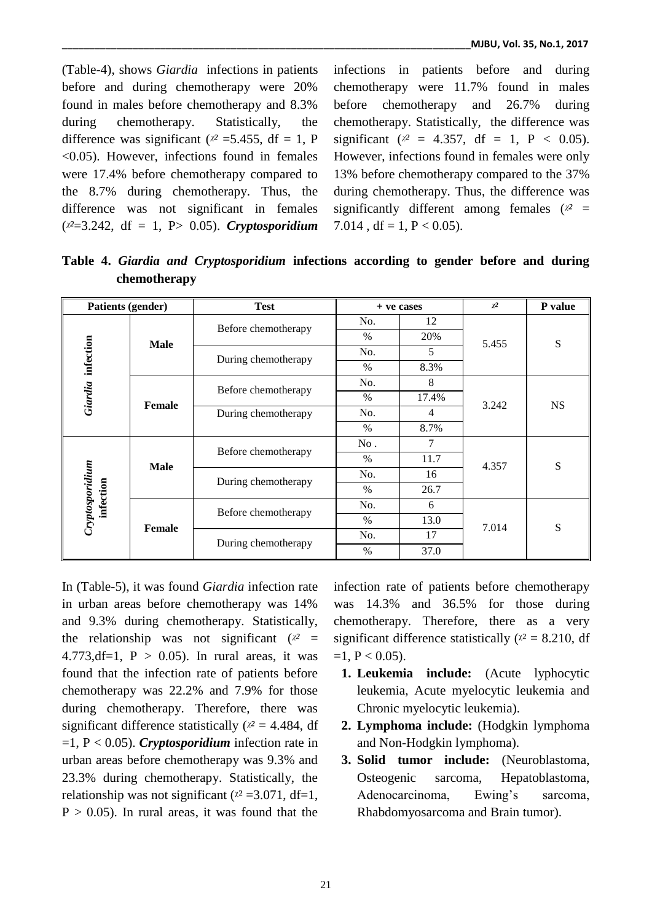(Table-4), shows *Giardia* infections in patients before and during chemotherapy were 20% found in males before chemotherapy and 8.3% during chemotherapy. Statistically, the difference was significant ($\chi^2$ =5.455, df = 1, P <0.05). However, infections found in females were 17.4% before chemotherapy compared to the 8.7% during chemotherapy. Thus, the difference was not significant in females ($\chi^2$=3.242, df = 1, P> 0.05). ***Cryptosporidium*** infections in patients before and during chemotherapy were 11.7% found in males before chemotherapy and 26.7% during chemotherapy. Statistically, the difference was significant ($\chi^2$ = 4.357, df = 1, P < 0.05). However, infections found in females were only 13% before chemotherapy compared to the 37% during chemotherapy. Thus, the difference was significantly different among females ($\chi^2$ = 7.014 , df = 1, P < 0.05).

**Table 4. *Giardia and Cryptosporidium* infections according to gender before and during chemotherapy**

| Patients (gender) | | Test | + ve cases | | $\chi^2$ | P value |
|---|---|---|---|---|---|---|
| *Giardia* infection | Male | Before chemotherapy | No. | 12 | 5.455 | S |
| | | | % | 20% | | |
| | | During chemotherapy | No. | 5 | | |
| | | | % | 8.3% | | |
| | Female | Before chemotherapy | No. | 8 | 3.242 | NS |
| | | | % | 17.4% | | |
| | | During chemotherapy | No. | 4 | | |
| | | | % | 8.7% | | |
| *Cryptosporidium* infection | Male | Before chemotherapy | No . | 7 | 4.357 | S |
| | | | % | 11.7 | | |
| | | During chemotherapy | No. | 16 | | |
| | | | % | 26.7 | | |
| | Female | Before chemotherapy | No. | 6 | 7.014 | S |
| | | | % | 13.0 | | |
| | | During chemotherapy | No. | 17 | | |
| | | | % | 37.0 | | |

In (Table-5), it was found *Giardia* infection rate in urban areas before chemotherapy was 14% and 9.3% during chemotherapy. Statistically, the relationship was not significant ($\chi^2$ = 4.773,df=1, P > 0.05). In rural areas, it was found that the infection rate of patients before chemotherapy was 22.2% and 7.9% for those during chemotherapy. Therefore, there was significant difference statistically ($\chi^2$ = 4.484, df =1, P < 0.05). ***Cryptosporidium*** infection rate in urban areas before chemotherapy was 9.3% and 23.3% during chemotherapy. Statistically, the relationship was not significant ($\chi^2$ =3.071, df=1, P > 0.05). In rural areas, it was found that the infection rate of patients before chemotherapy was 14.3% and 36.5% for those during chemotherapy. Therefore, there as a very significant difference statistically ($\chi^2$ = 8.210, df =1, P < 0.05).

1. **Leukemia include:** (Acute lyphocytic leukemia, Acute myelocytic leukemia and Chronic myelocytic leukemia).
2. **Lymphoma include:** (Hodgkin lymphoma and Non-Hodgkin lymphoma).
3. **Solid tumor include:** (Neuroblastoma, Osteogenic sarcoma, Hepatoblastoma, Adenocarcinoma, Ewing's sarcoma, Rhabdomyosarcoma and Brain tumor).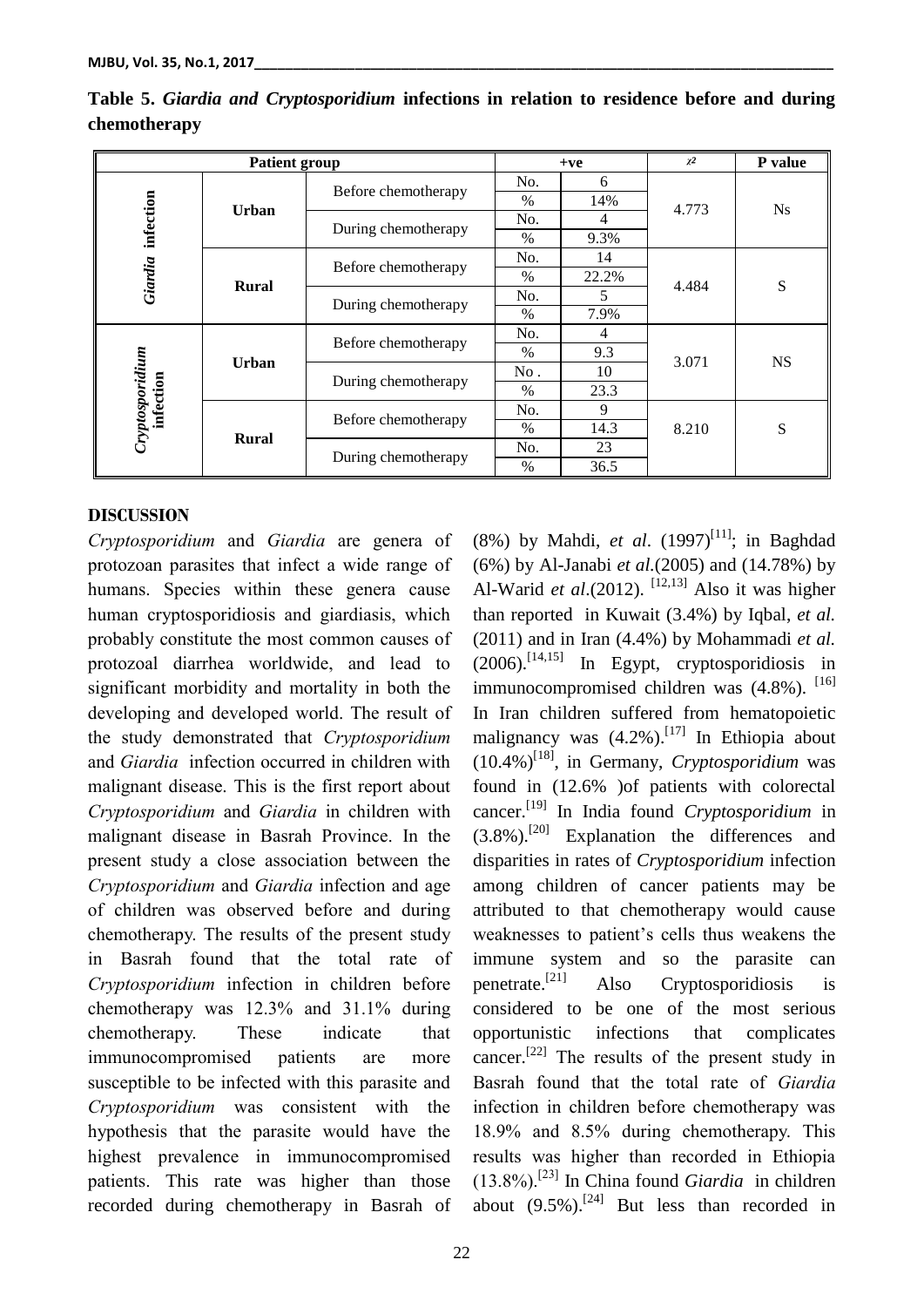**Table 5.** ***Giardia and Cryptosporidium*** **infections in relation to residence before and during chemotherapy**

| Patient group | | | +ve | | $\chi^2$ | P value |
|---|---|---|---|---|---|---|
| *Giardia* infection | Urban | Before chemotherapy | No. | 6 | 4.773 | Ns |
| | | | % | 14% | | |
| | | During chemotherapy | No. | 4 | | |
| | | | % | 9.3% | | |
| | Rural | Before chemotherapy | No. | 14 | 4.484 | S |
| | | | % | 22.2% | | |
| | | During chemotherapy | No. | 5 | | |
| | | | % | 7.9% | | |
| *Cryptosporidium* infection | Urban | Before chemotherapy | No. | 4 | 3.071 | NS |
| | | | % | 9.3 | | |
| | | During chemotherapy | No . | 10 | | |
| | | | % | 23.3 | | |
| | Rural | Before chemotherapy | No. | 9 | 8.210 | S |
| | | | % | 14.3 | | |
| | | During chemotherapy | No. | 23 | | |
| | | | % | 36.5 | | |

## DISCUSSION

*Cryptosporidium* and *Giardia* are genera of protozoan parasites that infect a wide range of humans. Species within these genera cause human cryptosporidiosis and giardiasis, which probably constitute the most common causes of protozoal diarrhea worldwide, and lead to significant morbidity and mortality in both the developing and developed world. The result of the study demonstrated that *Cryptosporidium* and *Giardia* infection occurred in children with malignant disease. This is the first report about *Cryptosporidium* and *Giardia* in children with malignant disease in Basrah Province. In the present study a close association between the *Cryptosporidium* and *Giardia* infection and age of children was observed before and during chemotherapy. The results of the present study in Basrah found that the total rate of *Cryptosporidium* infection in children before chemotherapy was 12.3% and 31.1% during chemotherapy. These indicate that immunocompromised patients are more susceptible to be infected with this parasite and *Cryptosporidium* was consistent with the hypothesis that the parasite would have the highest prevalence in immunocompromised patients. This rate was higher than those recorded during chemotherapy in Basrah of (8%) by Mahdi, *et al*. (1997)[11]; in Baghdad (6%) by Al-Janabi *et al.*(2005) and (14.78%) by Al-Warid *et al*.(2012). [12,13] Also it was higher than reported in Kuwait (3.4%) by Iqbal, *et al.* (2011) and in Iran (4.4%) by Mohammadi *et al.* (2006).[14,15] In Egypt, cryptosporidiosis in immunocompromised children was (4.8%). [16] In Iran children suffered from hematopoietic malignancy was (4.2%).[17] In Ethiopia about (10.4%)[18], in Germany, *Cryptosporidium* was found in (12.6% )of patients with colorectal cancer.[19] In India found *Cryptosporidium* in (3.8%).[20] Explanation the differences and disparities in rates of *Cryptosporidium* infection among children of cancer patients may be attributed to that chemotherapy would cause weaknesses to patient's cells thus weakens the immune system and so the parasite can penetrate.[21] Also Cryptosporidiosis is considered to be one of the most serious opportunistic infections that complicates cancer.[22] The results of the present study in Basrah found that the total rate of *Giardia* infection in children before chemotherapy was 18.9% and 8.5% during chemotherapy. This results was higher than recorded in Ethiopia (13.8%).[23] In China found *Giardia* in children about (9.5%).[24] But less than recorded in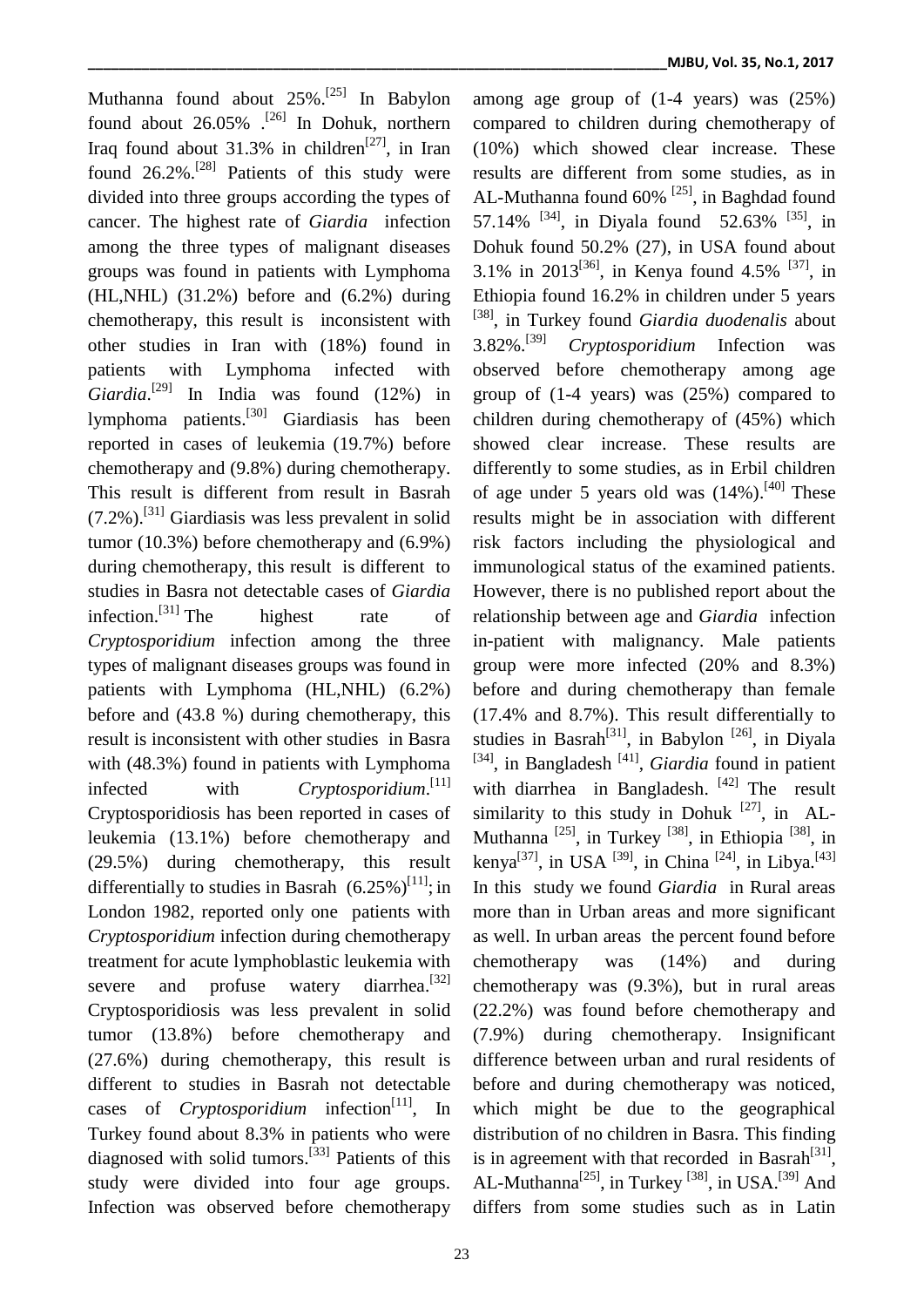Muthanna found about 25%.[25] In Babylon found about 26.05% .[26] In Dohuk, northern Iraq found about 31.3% in children[27], in Iran found 26.2%.[28] Patients of this study were divided into three groups according the types of cancer. The highest rate of *Giardia* infection among the three types of malignant diseases groups was found in patients with Lymphoma (HL,NHL) (31.2%) before and (6.2%) during chemotherapy, this result is inconsistent with other studies in Iran with (18%) found in patients with Lymphoma infected with *Giardia*.[29] In India was found (12%) in lymphoma patients.[30] Giardiasis has been reported in cases of leukemia (19.7%) before chemotherapy and (9.8%) during chemotherapy. This result is different from result in Basrah (7.2%).[31] Giardiasis was less prevalent in solid tumor (10.3%) before chemotherapy and (6.9%) during chemotherapy, this result is different to studies in Basra not detectable cases of *Giardia* infection.[31] The highest rate of *Cryptosporidium* infection among the three types of malignant diseases groups was found in patients with Lymphoma (HL,NHL) (6.2%) before and (43.8 %) during chemotherapy, this result is inconsistent with other studies in Basra with (48.3%) found in patients with Lymphoma infected with *Cryptosporidium*.[11] Cryptosporidiosis has been reported in cases of leukemia (13.1%) before chemotherapy and (29.5%) during chemotherapy, this result differentially to studies in Basrah (6.25%)[11]; in London 1982, reported only one patients with *Cryptosporidium* infection during chemotherapy treatment for acute lymphoblastic leukemia with severe and profuse watery diarrhea.[32] Cryptosporidiosis was less prevalent in solid tumor (13.8%) before chemotherapy and (27.6%) during chemotherapy, this result is different to studies in Basrah not detectable cases of *Cryptosporidium* infection[11], In Turkey found about 8.3% in patients who were diagnosed with solid tumors.[33] Patients of this study were divided into four age groups. Infection was observed before chemotherapy among age group of (1-4 years) was (25%) compared to children during chemotherapy of (10%) which showed clear increase. These results are different from some studies, as in AL-Muthanna found 60% [25], in Baghdad found 57.14% [34], in Diyala found 52.63% [35], in Dohuk found 50.2% (27), in USA found about 3.1% in 2013[36], in Kenya found 4.5% [37], in Ethiopia found 16.2% in children under 5 years [38], in Turkey found *Giardia duodenalis* about 3.82%.[39] *Cryptosporidium* Infection was observed before chemotherapy among age group of (1-4 years) was (25%) compared to children during chemotherapy of (45%) which showed clear increase. These results are differently to some studies, as in Erbil children of age under 5 years old was (14%).[40] These results might be in association with different risk factors including the physiological and immunological status of the examined patients. However, there is no published report about the relationship between age and *Giardia* infection in-patient with malignancy. Male patients group were more infected (20% and 8.3%) before and during chemotherapy than female (17.4% and 8.7%). This result differentially to studies in Basrah[31], in Babylon [26], in Diyala [34], in Bangladesh [41], *Giardia* found in patient with diarrhea in Bangladesh. [42] The result similarity to this study in Dohuk [27], in AL-Muthanna [25], in Turkey [38], in Ethiopia [38], in kenya[37], in USA [39], in China [24], in Libya.[43] In this study we found *Giardia* in Rural areas more than in Urban areas and more significant as well. In urban areas the percent found before chemotherapy was (14%) and during chemotherapy was (9.3%), but in rural areas (22.2%) was found before chemotherapy and (7.9%) during chemotherapy. Insignificant difference between urban and rural residents of before and during chemotherapy was noticed, which might be due to the geographical distribution of no children in Basra. This finding is in agreement with that recorded in Basrah[31], AL-Muthanna[25], in Turkey [38], in USA.[39] And differs from some studies such as in Latin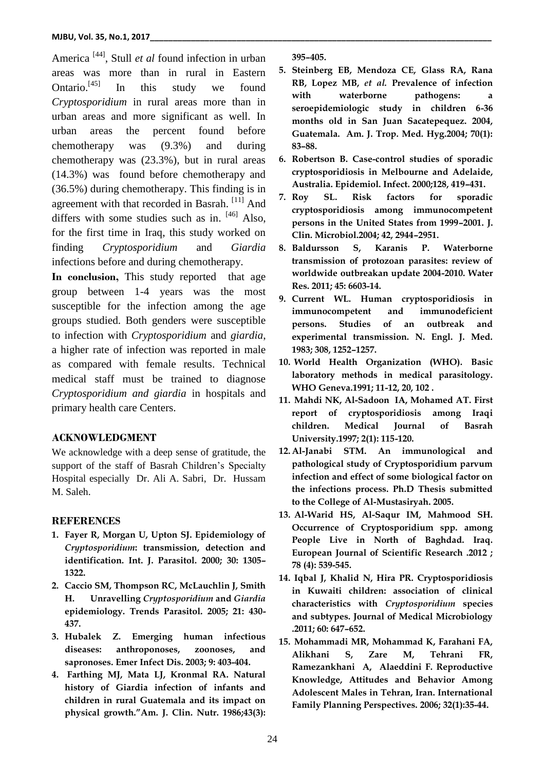America [44], Stull *et al* found infection in urban areas was more than in rural in Eastern Ontario.[45] In this study we found *Cryptosporidium* in rural areas more than in urban areas and more significant as well. In urban areas the percent found before chemotherapy was (9.3%) and during chemotherapy was (23.3%), but in rural areas (14.3%) was found before chemotherapy and (36.5%) during chemotherapy. This finding is in agreement with that recorded in Basrah. [11] And differs with some studies such as in. [46] Also, for the first time in Iraq, this study worked on finding *Cryptosporidium* and *Giardia* infections before and during chemotherapy.

**In conclusion,** This study reported that age group between 1-4 years was the most susceptible for the infection among the age groups studied. Both genders were susceptible to infection with *Cryptosporidium* and *giardia*, a higher rate of infection was reported in male as compared with female results. Technical medical staff must be trained to diagnose *Cryptosporidium and giardia* in hospitals and primary health care Centers.

## ACKNOWLEDGMENT

We acknowledge with a deep sense of gratitude, the support of the staff of Basrah Children's Specialty Hospital especially Dr. Ali A. Sabri, Dr. Hussam M. Saleh.

## REFERENCES

1. **Fayer R, Morgan U, Upton SJ. Epidemiology of *Cryptosporidium*: transmission, detection and identification. Int. J. Parasitol. 2000; 30: 1305–1322.**
2. **Caccio SM, Thompson RC, McLauchlin J, Smith H. Unravelling *Cryptosporidium* and *Giardia* epidemiology. Trends Parasitol. 2005; 21: 430-437.**
3. **Hubalek Z. Emerging human infectious diseases: anthroponoses, zoonoses, and sapronoses. Emer Infect Dis. 2003; 9: 403-404.**
4. **Farthing MJ, Mata LJ, Kronmal RA. Natural history of Giardia infection of infants and children in rural Guatemala and its impact on physical growth."Am. J. Clin. Nutr. 1986;43(3): 395–405.**
5. **Steinberg EB, Mendoza CE, Glass RA, Rana RB, Lopez MB, *et al.* Prevalence of infection with waterborne pathogens: a seroepidemiologic study in children 6-36 months old in San Juan Sacatepequez. 2004, Guatemala. Am. J. Trop. Med. Hyg.2004; 70(1): 83–88.**
6. **Robertson B. Case-control studies of sporadic cryptosporidiosis in Melbourne and Adelaide, Australia. Epidemiol. Infect. 2000;128, 419–431.**
7. **Roy SL. Risk factors for sporadic cryptosporidiosis among immunocompetent persons in the United States from 1999–2001. J. Clin. Microbiol.2004; 42, 2944–2951.**
8. **Baldursson S, Karanis P. Waterborne transmission of protozoan parasites: review of worldwide outbreakan update 2004-2010. Water Res. 2011; 45: 6603-14.**
9. **Current WL. Human cryptosporidiosis in immunocompetent and immunodeficient persons. Studies of an outbreak and experimental transmission. N. Engl. J. Med. 1983; 308, 1252–1257.**
10. **World Health Organization (WHO). Basic laboratory methods in medical parasitology. WHO Geneva.1991; 11-12, 20, 102 .**
11. **Mahdi NK, Al-Sadoon IA, Mohamed AT. First report of cryptosporidiosis among Iraqi children. Medical Journal of Basrah University.1997; 2(1): 115-120.**
12. **Al-Janabi STM. An immunological and pathological study of Cryptosporidium parvum infection and effect of some biological factor on the infections process. Ph.D Thesis submitted to the College of Al-Mustasiryah. 2005.**
13. **Al-Warid HS, Al-Saqur IM, Mahmood SH. Occurrence of Cryptosporidium spp. among People Live in North of Baghdad. Iraq. European Journal of Scientific Research .2012 ; 78 (4): 539-545.**
14. **Iqbal J, Khalid N, Hira PR. Cryptosporidiosis in Kuwaiti children: association of clinical characteristics with *Cryptosporidium* species and subtypes. Journal of Medical Microbiology .2011; 60: 647–652.**
15. **Mohammadi MR, Mohammad K, Farahani FA, Alikhani S, Zare M, Tehrani FR, Ramezankhani A, Alaeddini F. Reproductive Knowledge, Attitudes and Behavior Among Adolescent Males in Tehran, Iran. International Family Planning Perspectives. 2006; 32(1):35-44.**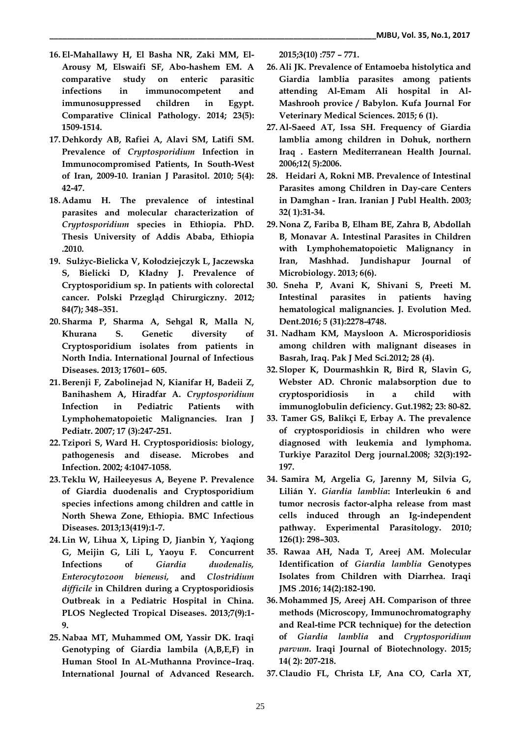16. El-Mahallawy H, El Basha NR, Zaki MM, El-Arousy M, Elswaifi SF, Abo-hashem EM. A comparative study on enteric parasitic infections in immunocompetent and immunosuppressed children in Egypt. Comparative Clinical Pathology. 2014; 23(5): 1509-1514.
17. Dehkordy AB, Rafiei A, Alavi SM, Latifi SM. Prevalence of *Cryptosporidium* Infection in Immunocompromised Patients, In South-West of Iran, 2009-10. Iranian J Parasitol. 2010; 5(4): 42-47.
18. Adamu H. The prevalence of intestinal parasites and molecular characterization of *Cryptosporidium* species in Ethiopia. PhD. Thesis University of Addis Ababa, Ethiopia .2010.
19. Sulżyc-Bielicka V, Kołodziejczyk L, Jaczewska S, Bielicki D, Kładny J. Prevalence of Cryptosporidium sp. In patients with colorectal cancer. Polski Przegląd Chirurgiczny. 2012; 84(7); 348–351.
20. Sharma P, Sharma A, Sehgal R, Malla N, Khurana S. Genetic diversity of Cryptosporidium isolates from patients in North India. International Journal of Infectious Diseases. 2013; 17601– 605.
21. Berenji F, Zabolinejad N, Kianifar H, Badeii Z, Banihashem A, Hiradfar A. *Cryptosporidium* Infection in Pediatric Patients with Lymphohematopoietic Malignancies. Iran J Pediatr. 2007; 17 (3):247-251.
22. Tzipori S, Ward H. Cryptosporidiosis: biology, pathogenesis and disease. Microbes and Infection. 2002; 4:1047-1058.
23. Teklu W, Haileeyesus A, Beyene P. Prevalence of Giardia duodenalis and Cryptosporidium species infections among children and cattle in North Shewa Zone, Ethiopia. BMC Infectious Diseases. 2013;13(419):1-7.
24. Lin W, Lihua X, Liping D, Jianbin Y, Yaqiong G, Meijin G, Lili L, Yaoyu F. Concurrent Infections of *Giardia duodenalis, Enterocytozoon bieneusi,* and *Clostridium difficile* in Children during a Cryptosporidiosis Outbreak in a Pediatric Hospital in China. PLOS Neglected Tropical Diseases. 2013;7(9):1-9.
25. Nabaa MT, Muhammed OM, Yassir DK. Iraqi Genotyping of Giardia lambila (A,B,E,F) in Human Stool In AL-Muthanna Province–Iraq. International Journal of Advanced Research. 2015;3(10) :757 – 771.
26. Ali JK. Prevalence of Entamoeba histolytica and Giardia lamblia parasites among patients attending Al-Emam Ali hospital in Al-Mashrooh provice / Babylon. Kufa Journal For Veterinary Medical Sciences. 2015; 6 (1).
27. Al-Saeed AT, Issa SH. Frequency of Giardia lamblia among children in Dohuk, northern Iraq . Eastern Mediterranean Health Journal. 2006;12( 5):2006.
28. Heidari A, Rokni MB. Prevalence of Intestinal Parasites among Children in Day-care Centers in Damghan - Iran. Iranian J Publ Health. 2003; 32( 1):31-34.
29. Nona Z, Fariba B, Elham BE, Zahra B, Abdollah B, Monavar A. Intestinal Parasites in Children with Lymphohematopoietic Malignancy in Iran, Mashhad. Jundishapur Journal of Microbiology. 2013; 6(6).
30. Sneha P, Avani K, Shivani S, Preeti M. Intestinal parasites in patients having hematological malignancies. J. Evolution Med. Dent.2016; 5 (31):2278-4748.
31. Nadham KM, Maysloon A. Microsporidiosis among children with malignant diseases in Basrah, Iraq. Pak J Med Sci.2012; 28 (4).
32. Sloper K, Dourmashkin R, Bird R, Slavin G, Webster AD. Chronic malabsorption due to cryptosporidiosis in a child with immunoglobulin deficiency. Gut.1982; 23: 80-82.
33. Tamer GS, Balikçi E, Erbay A. The prevalence of cryptosporidiosis in children who were diagnosed with leukemia and lymphoma. Turkiye Parazitol Derg journal.2008; 32(3):192-197.
34. Samira M, Argelia G, Jarenny M, Silvia G, Lilián Y. *Giardia lamblia*: Interleukin 6 and tumor necrosis factor-alpha release from mast cells induced through an Ig-independent pathway. Experimental Parasitology. 2010; 126(1): 298–303.
35. Rawaa AH, Nada T, Areej AM. Molecular Identification of *Giardia lamblia* Genotypes Isolates from Children with Diarrhea. Iraqi JMS .2016; 14(2):182-190.
36. Mohammed JS, Areej AH. Comparison of three methods (Microscopy, Immunochromatography and Real-time PCR technique) for the detection of *Giardia lamblia* and *Cryptosporidium parvum*. Iraqi Journal of Biotechnology. 2015; 14( 2): 207-218.
37. Claudio FL, Christa LF, Ana CO, Carla XT,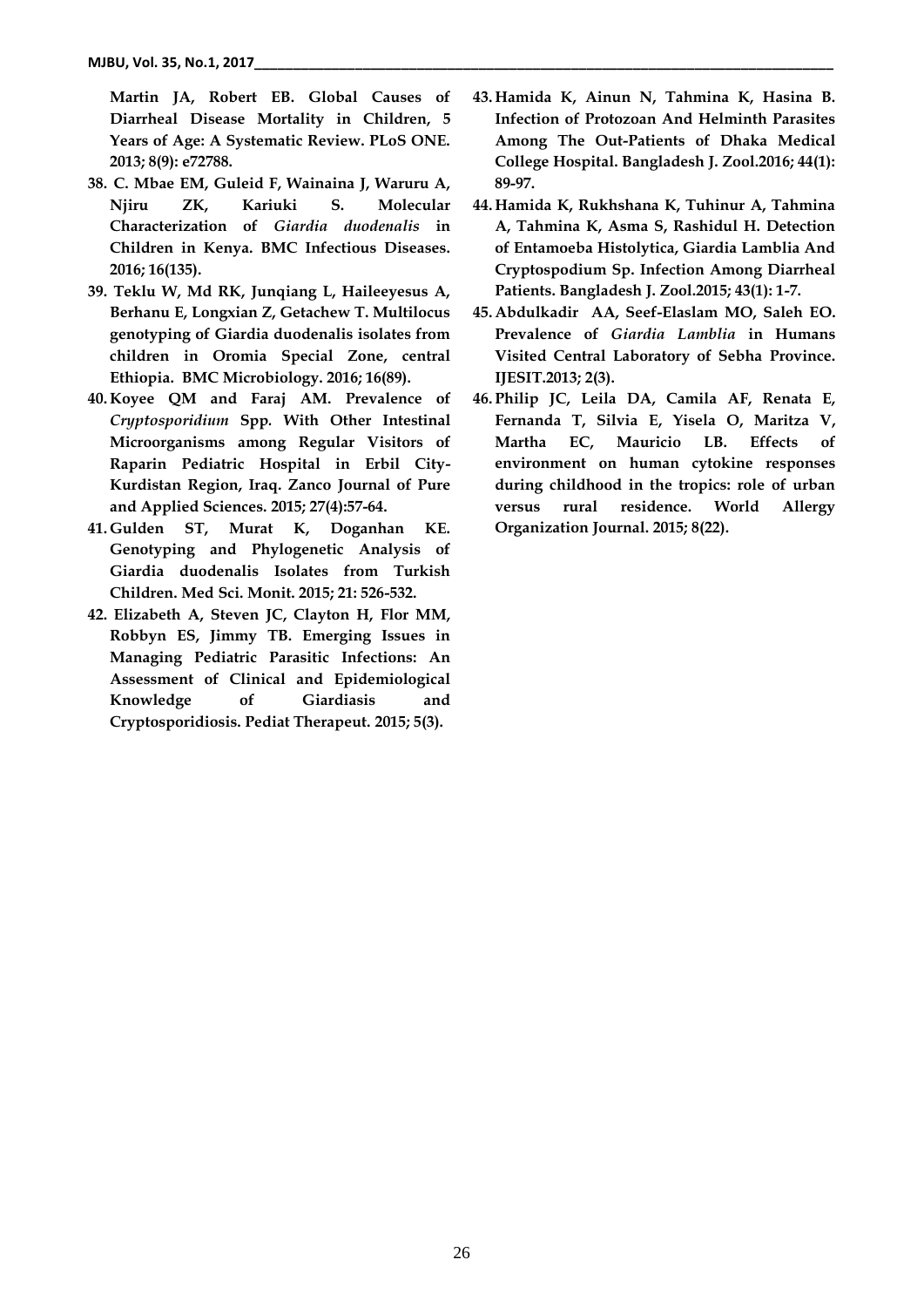**Martin JA, Robert EB. Global Causes of Diarrheal Disease Mortality in Children, 5 Years of Age: A Systematic Review. PLoS ONE. 2013; 8(9): e72788.**

38. **C. Mbae EM, Guleid F, Wainaina J, Waruru A, Njiru ZK, Kariuki S. Molecular Characterization of *Giardia duodenalis* in Children in Kenya. BMC Infectious Diseases. 2016; 16(135).**
39. **Teklu W, Md RK, Junqiang L, Haileeyesus A, Berhanu E, Longxian Z, Getachew T. Multilocus genotyping of Giardia duodenalis isolates from children in Oromia Special Zone, central Ethiopia. BMC Microbiology. 2016; 16(89).**
40. **Koyee QM and Faraj AM. Prevalence of *Cryptosporidium* Spp. With Other Intestinal Microorganisms among Regular Visitors of Raparin Pediatric Hospital in Erbil City-Kurdistan Region, Iraq. Zanco Journal of Pure and Applied Sciences. 2015; 27(4):57-64.**
41. **Gulden ST, Murat K, Doganhan KE. Genotyping and Phylogenetic Analysis of Giardia duodenalis Isolates from Turkish Children. Med Sci. Monit. 2015; 21: 526-532.**
42. **Elizabeth A, Steven JC, Clayton H, Flor MM, Robbyn ES, Jimmy TB. Emerging Issues in Managing Pediatric Parasitic Infections: An Assessment of Clinical and Epidemiological Knowledge of Giardiasis and Cryptosporidiosis. Pediat Therapeut. 2015; 5(3).**
43. **Hamida K, Ainun N, Tahmina K, Hasina B. Infection of Protozoan And Helminth Parasites Among The Out-Patients of Dhaka Medical College Hospital. Bangladesh J. Zool.2016; 44(1): 89-97.**
44. **Hamida K, Rukhshana K, Tuhinur A, Tahmina A, Tahmina K, Asma S, Rashidul H. Detection of Entamoeba Histolytica, Giardia Lamblia And Cryptospodium Sp. Infection Among Diarrheal Patients. Bangladesh J. Zool.2015; 43(1): 1-7.**
45. **Abdulkadir AA, Seef-Elaslam MO, Saleh EO. Prevalence of *Giardia Lamblia* in Humans Visited Central Laboratory of Sebha Province. IJESIT.2013; 2(3).**
46. **Philip JC, Leila DA, Camila AF, Renata E, Fernanda T, Silvia E, Yisela O, Maritza V, Martha EC, Mauricio LB. Effects of environment on human cytokine responses during childhood in the tropics: role of urban versus rural residence. World Allergy Organization Journal. 2015; 8(22).**